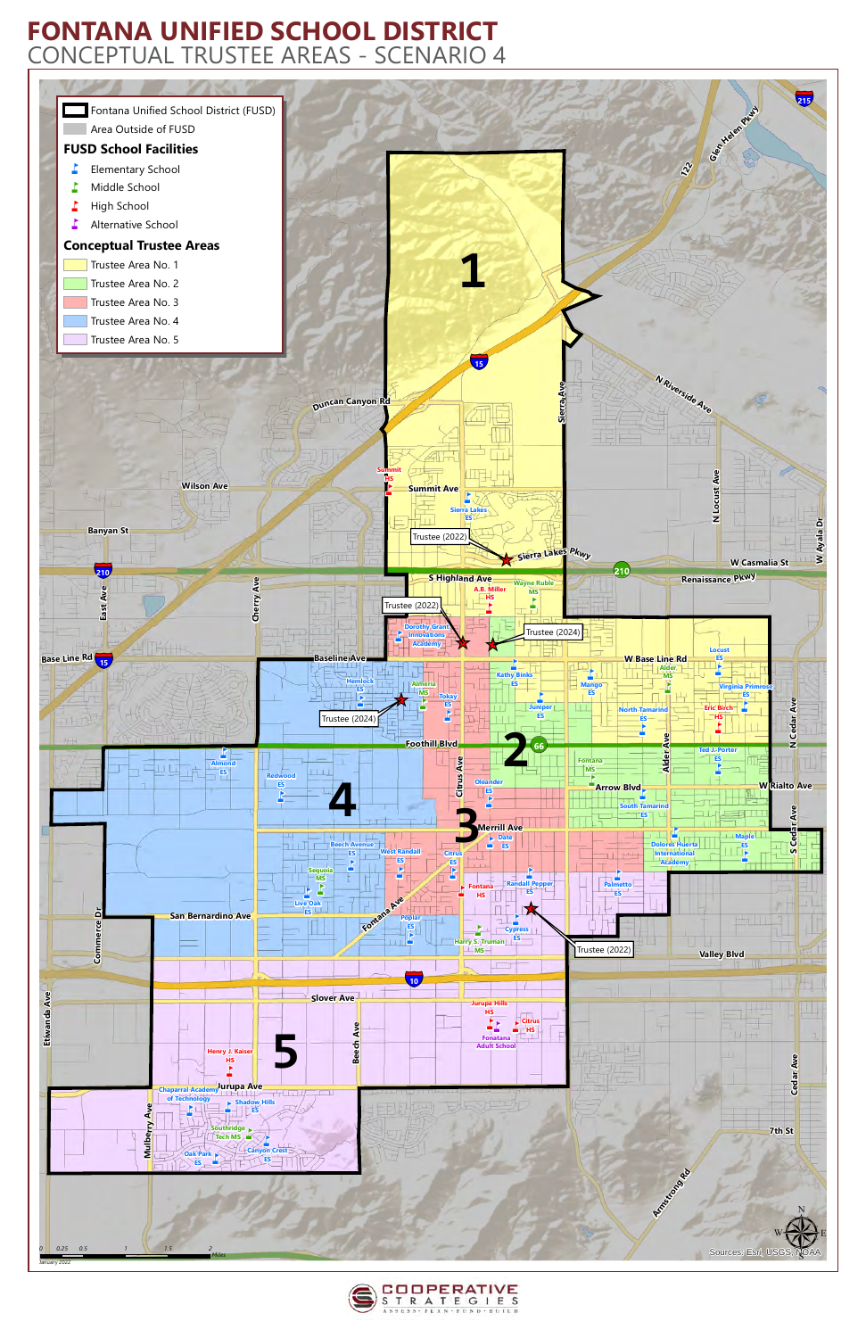# FONTANA UNIFIED SCHOOL DISTRICT

## CONCEPTUAL TRUSTEE AREAS - SCENARIO 4

- Fontana Unified School District (FUSD)
- Area Outside of FUSD

### FUSD School Facilities

- Elementary School
- Middle School
- High School
- Alternative School

### Conceptual Trustee Areas

- Trustee Area No. 1
- Trustee Area No. 2
- Trustee Area No. 3
- Trustee Area No. 4
- Trustee Area No. 5

1

2

3

4

5

Trustee (2022)

Trustee (2022)

Trustee (2024)

Trustee (2024)

Trustee (2022)

Summit HS, Sierra Lakes ES, A.B. Miller HS, Wayne Ruble MS, Dorothy Grant Innovations Academy, Hemlock ES, Almeria MS, Tokay ES, Kathy Binks ES, Mango ES, Juniper ES, Alder MS, Locust ES, Virginia Primrose ES, North Tamarind ES, Eric Birch HS, Almond ES, Redwood ES, Oleander ES, Fontana MS, Ted J. Porter ES, South Tamarind ES, Beech Avenue ES, West Randall ES, Citrus ES, Date ES, Dolores Huerta International Academy, Maple ES, Sequoia MS, Live Oak ES, Fontana HS, Randall Pepper ES, Palmetto ES, Poplar ES, Cypress ES, Harry S. Truman MS, Jurupa Hills HS, Citrus HS, Fontana Adult School, Henry J. Kaiser HS, Chaparral Academy of Technology, Shadow Hills ES, Southridge Tech MS, Canyon Crest ES, Oak Park ES

Glen Helen Pkwy, 122, 215, N Riverside Ave, Duncan Canyon Rd, 15, Sierra Ave, N Locust Ave, W Ayala Dr, Wilson Ave, Summit Ave, Banyan St, Sierra Lakes Pkwy, W Casmalia St, 210, S Highland Ave, Renaissance Pkwy, East Ave, Cherry Ave, Base Line Rd, Baseline Ave, W Base Line Rd, N Cedar Ave, Foothill Blvd, 66, Citrus Ave, Alder Ave, Arrow Blvd, W Rialto Ave, Merrill Ave, S Cedar Ave, San Bernardino Ave, Fontana Ave, Commerce Dr, Valley Blvd, 10, Etiwanda Ave, Slover Ave, Beech Ave, Jurupa Ave, Cedar Ave, Mulberry Ave, 7th St, Armstrong Rd

0 0.25 0.5 1 1.5 2 Miles

January 2022

Sources: Esri, USGS, NOAA

COOPERATIVE STRATEGIES

ASSESS · PLAN · FUND · BUILD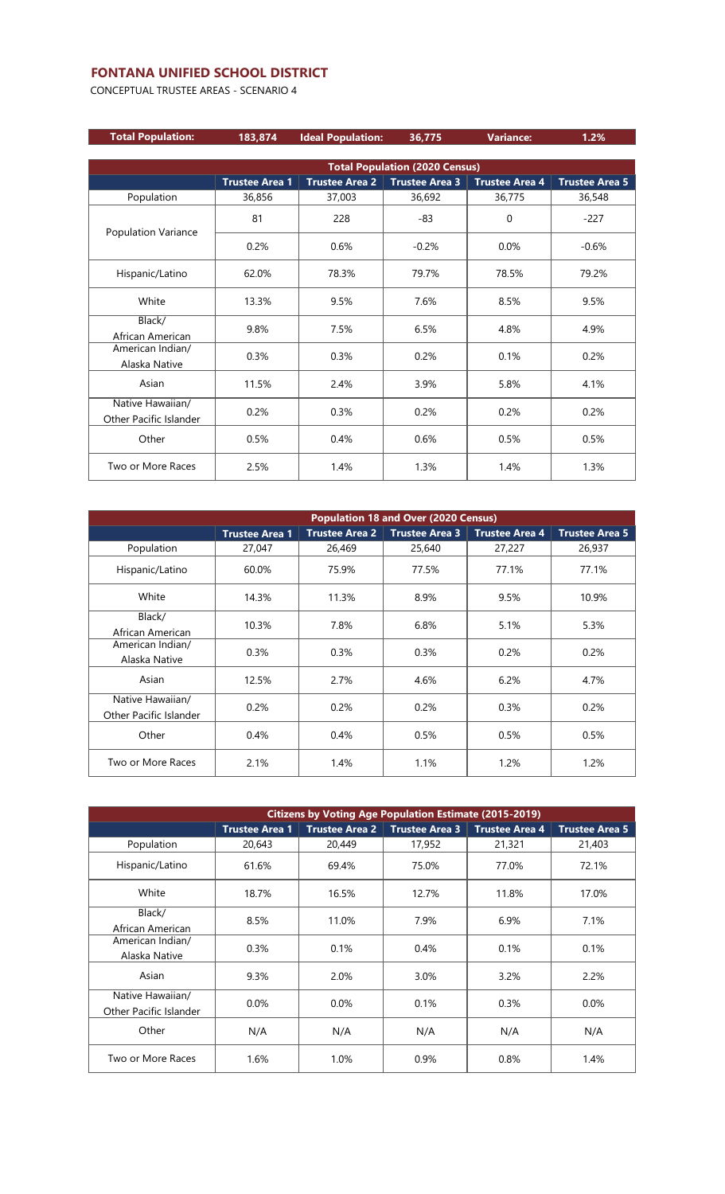# FONTANA UNIFIED SCHOOL DISTRICT

CONCEPTUAL TRUSTEE AREAS - SCENARIO 4

| Total Population: | 183,874 | Ideal Population: | 36,775 | Variance: | 1.2% |
|---|---|---|---|---|---|

| Total Population (2020 Census) | | | | | |
|---|---|---|---|---|---|
| | Trustee Area 1 | Trustee Area 2 | Trustee Area 3 | Trustee Area 4 | Trustee Area 5 |
| Population | 36,856 | 37,003 | 36,692 | 36,775 | 36,548 |
| Population Variance | 81 | 228 | -83 | 0 | -227 |
| | 0.2% | 0.6% | -0.2% | 0.0% | -0.6% |
| Hispanic/Latino | 62.0% | 78.3% | 79.7% | 78.5% | 79.2% |
| White | 13.3% | 9.5% | 7.6% | 8.5% | 9.5% |
| Black/ African American | 9.8% | 7.5% | 6.5% | 4.8% | 4.9% |
| American Indian/ Alaska Native | 0.3% | 0.3% | 0.2% | 0.1% | 0.2% |
| Asian | 11.5% | 2.4% | 3.9% | 5.8% | 4.1% |
| Native Hawaiian/ Other Pacific Islander | 0.2% | 0.3% | 0.2% | 0.2% | 0.2% |
| Other | 0.5% | 0.4% | 0.6% | 0.5% | 0.5% |
| Two or More Races | 2.5% | 1.4% | 1.3% | 1.4% | 1.3% |

| Population 18 and Over (2020 Census) | | | | | |
|---|---|---|---|---|---|
| | Trustee Area 1 | Trustee Area 2 | Trustee Area 3 | Trustee Area 4 | Trustee Area 5 |
| Population | 27,047 | 26,469 | 25,640 | 27,227 | 26,937 |
| Hispanic/Latino | 60.0% | 75.9% | 77.5% | 77.1% | 77.1% |
| White | 14.3% | 11.3% | 8.9% | 9.5% | 10.9% |
| Black/ African American | 10.3% | 7.8% | 6.8% | 5.1% | 5.3% |
| American Indian/ Alaska Native | 0.3% | 0.3% | 0.3% | 0.2% | 0.2% |
| Asian | 12.5% | 2.7% | 4.6% | 6.2% | 4.7% |
| Native Hawaiian/ Other Pacific Islander | 0.2% | 0.2% | 0.2% | 0.3% | 0.2% |
| Other | 0.4% | 0.4% | 0.5% | 0.5% | 0.5% |
| Two or More Races | 2.1% | 1.4% | 1.1% | 1.2% | 1.2% |

| Citizens by Voting Age Population Estimate (2015-2019) | | | | | |
|---|---|---|---|---|---|
| | Trustee Area 1 | Trustee Area 2 | Trustee Area 3 | Trustee Area 4 | Trustee Area 5 |
| Population | 20,643 | 20,449 | 17,952 | 21,321 | 21,403 |
| Hispanic/Latino | 61.6% | 69.4% | 75.0% | 77.0% | 72.1% |
| White | 18.7% | 16.5% | 12.7% | 11.8% | 17.0% |
| Black/ African American | 8.5% | 11.0% | 7.9% | 6.9% | 7.1% |
| American Indian/ Alaska Native | 0.3% | 0.1% | 0.4% | 0.1% | 0.1% |
| Asian | 9.3% | 2.0% | 3.0% | 3.2% | 2.2% |
| Native Hawaiian/ Other Pacific Islander | 0.0% | 0.0% | 0.1% | 0.3% | 0.0% |
| Other | N/A | N/A | N/A | N/A | N/A |
| Two or More Races | 1.6% | 1.0% | 0.9% | 0.8% | 1.4% |